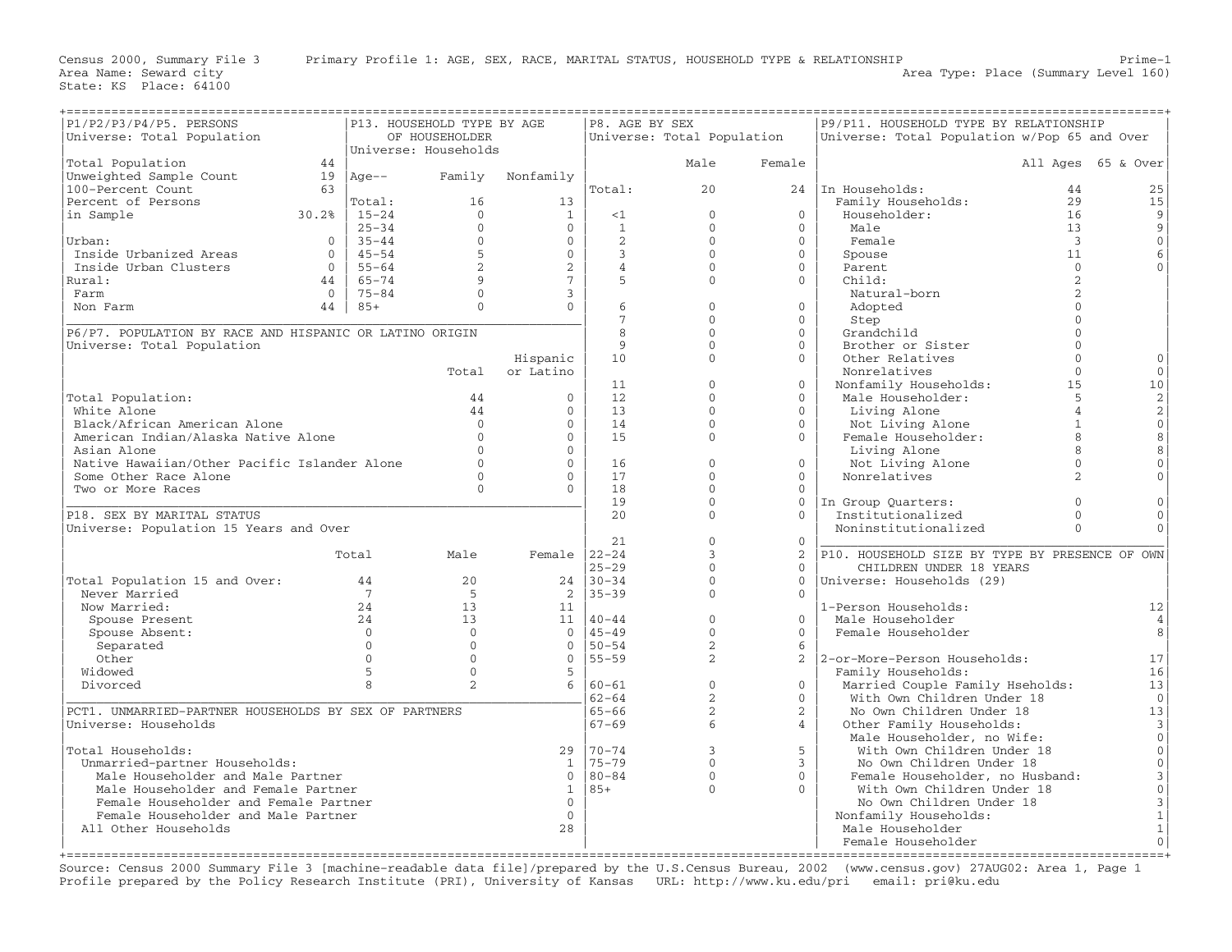Census 2000, Summary File 3 Primary Profile 1: AGE, SEX, RACE, MARITAL STATUS, HOUSEHOLD TYPE & RELATIONSHIP Prime-1
Area Name: Seward city Area Type: Place (Summary Level 160)
State: KS Place: 64100

## P1/P2/P3/P4/P5. PERSONS
Universe: Total Population

| | |
|---|---|
| Total Population | 44 |
| Unweighted Sample Count | 19 |
| 100-Percent Count | 63 |
| Percent of Persons in Sample | 30.2% |
| Urban: | 0 |
| Inside Urbanized Areas | 0 |
| Inside Urban Clusters | 0 |
| Rural: | 44 |
| Farm | 0 |
| Non Farm | 44 |

## P13. HOUSEHOLD TYPE BY AGE OF HOUSEHOLDER
Universe: Households

| Age-- | Family | Nonfamily |
|---|---|---|
| Total: | 16 | 13 |
| 15-24 | 0 | 1 |
| 25-34 | 0 | 0 |
| 35-44 | 0 | 0 |
| 45-54 | 5 | 0 |
| 55-64 | 2 | 2 |
| 65-74 | 9 | 7 |
| 75-84 | 0 | 3 |
| 85+ | 0 | 0 |

## P6/P7. POPULATION BY RACE AND HISPANIC OR LATINO ORIGIN
Universe: Total Population

| | Total | Hispanic or Latino |
|---|---|---|
| Total Population: | 44 | 0 |
| White Alone | 44 | 0 |
| Black/African American Alone | 0 | 0 |
| American Indian/Alaska Native Alone | 0 | 0 |
| Asian Alone | 0 | 0 |
| Native Hawaiian/Other Pacific Islander Alone | 0 | 0 |
| Some Other Race Alone | 0 | 0 |
| Two or More Races | 0 | 0 |

## P18. SEX BY MARITAL STATUS
Universe: Population 15 Years and Over

| | Total | Male | Female |
|---|---|---|---|
| Total Population 15 and Over: | 44 | 20 | 24 |
| Never Married | 7 | 5 | 2 |
| Now Married: | 24 | 13 | 11 |
| Spouse Present | 24 | 13 | 11 |
| Spouse Absent: | 0 | 0 | 0 |
| Separated | 0 | 0 | 0 |
| Other | 0 | 0 | 0 |
| Widowed | 5 | 0 | 5 |
| Divorced | 8 | 2 | 6 |

## PCT1. UNMARRIED-PARTNER HOUSEHOLDS BY SEX OF PARTNERS
Universe: Households

| | |
|---|---|
| Total Households: | 29 |
| Unmarried-partner Households: | 1 |
| Male Householder and Male Partner | 0 |
| Male Householder and Female Partner | 1 |
| Female Householder and Female Partner | 0 |
| Female Householder and Male Partner | 0 |
| All Other Households | 28 |

## P8. AGE BY SEX
Universe: Total Population

| | Male | Female |
|---|---|---|
| Total: | 20 | 24 |
| <1 | 0 | 0 |
| 1 | 0 | 0 |
| 2 | 0 | 0 |
| 3 | 0 | 0 |
| 4 | 0 | 0 |
| 5 | 0 | 0 |
| 6 | 0 | 0 |
| 7 | 0 | 0 |
| 8 | 0 | 0 |
| 9 | 0 | 0 |
| 10 | 0 | 0 |
| 11 | 0 | 0 |
| 12 | 0 | 0 |
| 13 | 0 | 0 |
| 14 | 0 | 0 |
| 15 | 0 | 0 |
| 16 | 0 | 0 |
| 17 | 0 | 0 |
| 18 | 0 | 0 |
| 19 | 0 | 0 |
| 20 | 0 | 0 |
| 21 | 0 | 0 |
| 22-24 | 3 | 2 |
| 25-29 | 0 | 0 |
| 30-34 | 0 | 0 |
| 35-39 | 0 | 0 |
| 40-44 | 0 | 0 |
| 45-49 | 0 | 0 |
| 50-54 | 2 | 6 |
| 55-59 | 2 | 2 |
| 60-61 | 0 | 0 |
| 62-64 | 2 | 0 |
| 65-66 | 2 | 2 |
| 67-69 | 6 | 4 |
| 70-74 | 3 | 5 |
| 75-79 | 0 | 3 |
| 80-84 | 0 | 0 |
| 85+ | 0 | 0 |

## P9/P11. HOUSEHOLD TYPE BY RELATIONSHIP
Universe: Total Population w/Pop 65 and Over

| | All Ages | 65 & Over |
|---|---|---|
| In Households: | 44 | 25 |
| Family Households: | 29 | 15 |
| Householder: | 16 | 9 |
| Male | 13 | 9 |
| Female | 3 | 0 |
| Spouse | 11 | 6 |
| Parent | 0 | 0 |
| Child: | 2 | |
| Natural-born | 2 | |
| Adopted | 0 | |
| Step | 0 | |
| Grandchild | 0 | |
| Brother or Sister | 0 | |
| Other Relatives | 0 | 0 |
| Nonrelatives | 0 | 0 |
| Nonfamily Households: | 15 | 10 |
| Male Householder: | 5 | 2 |
| Living Alone | 4 | 2 |
| Not Living Alone | 1 | 0 |
| Female Householder: | 8 | 8 |
| Living Alone | 8 | 8 |
| Not Living Alone | 0 | 0 |
| Nonrelatives | 2 | 0 |
| In Group Quarters: | 0 | 0 |
| Institutionalized | 0 | 0 |
| Noninstitutionalized | 0 | 0 |

## P10. HOUSEHOLD SIZE BY TYPE BY PRESENCE OF OWN CHILDREN UNDER 18 YEARS
Universe: Households (29)

| | |
|---|---|
| 1-Person Households: | 12 |
| Male Householder | 4 |
| Female Householder | 8 |
| 2-or-More-Person Households: | 17 |
| Family Households: | 16 |
| Married Couple Family Hseholds: | 13 |
| With Own Children Under 18 | 0 |
| No Own Children Under 18 | 13 |
| Other Family Households: | 3 |
| Male Householder, no Wife: | 0 |
| With Own Children Under 18 | 0 |
| No Own Children Under 18 | 0 |
| Female Householder, no Husband: | 3 |
| With Own Children Under 18 | 0 |
| No Own Children Under 18 | 3 |
| Nonfamily Households: | 1 |
| Male Householder | 1 |
| Female Householder | 0 |

Source: Census 2000 Summary File 3 [machine-readable data file]/prepared by the U.S.Census Bureau, 2002 (www.census.gov) 27AUG02: Area 1, Page 1
Profile prepared by the Policy Research Institute (PRI), University of Kansas URL: http://www.ku.edu/pri email: pri@ku.edu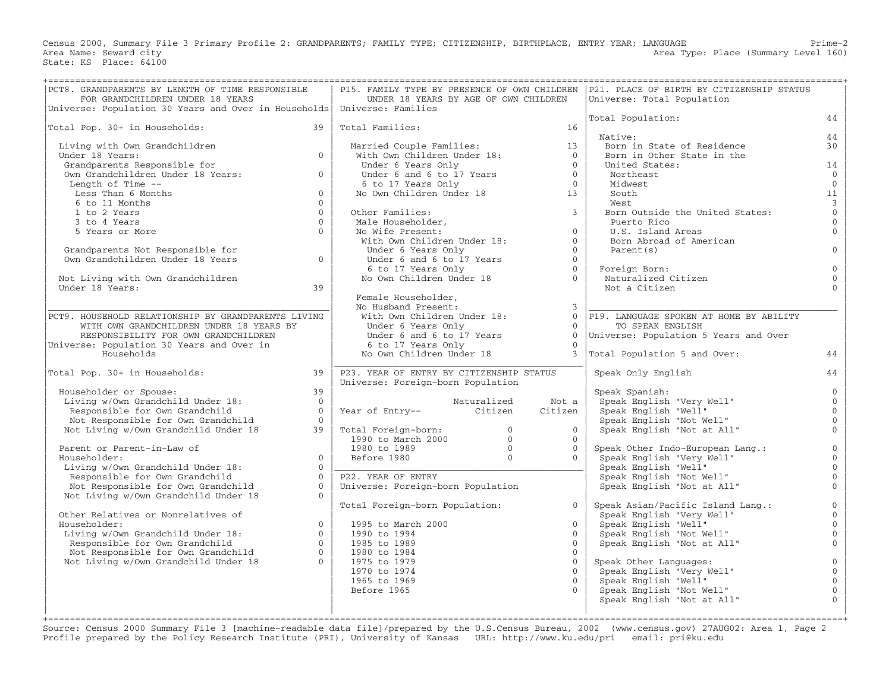Census 2000, Summary File 3 Primary Profile 2: GRANDPARENTS; FAMILY TYPE; CITIZENSHIP, BIRTHPLACE, ENTRY YEAR; LANGUAGE
Area Name: Seward city
State: KS Place: 64100

Prime-2
Area Type: Place (Summary Level 160)

## PCT8. GRANDPARENTS BY LENGTH OF TIME RESPONSIBLE FOR GRANDCHILDREN UNDER 18 YEARS

Universe: Population 30 Years and Over in Households

| | |
|---|---|
| Total Pop. 30+ in Households: | 39 |
| Living with Own Grandchildren Under 18 Years: | 0 |
| Grandparents Responsible for Own Grandchildren Under 18 Years: | 0 |
| Length of Time -- | |
| Less Than 6 Months | 0 |
| 6 to 11 Months | 0 |
| 1 to 2 Years | 0 |
| 3 to 4 Years | 0 |
| 5 Years or More | 0 |
| Grandparents Not Responsible for Own Grandchildren Under 18 Years | 0 |
| Not Living with Own Grandchildren Under 18 Years: | 39 |

## PCT9. HOUSEHOLD RELATIONSHIP BY GRANDPARENTS LIVING WITH OWN GRANDCHILDREN UNDER 18 YEARS BY RESPONSIBILITY FOR OWN GRANDCHILDREN

Universe: Population 30 Years and Over in Households

| | |
|---|---|
| Total Pop. 30+ in Households: | 39 |
| Householder or Spouse: | 39 |
| Living w/Own Grandchild Under 18: | 0 |
| Responsible for Own Grandchild | 0 |
| Not Responsible for Own Grandchild | 0 |
| Not Living w/Own Grandchild Under 18 | 39 |
| Parent or Parent-in-Law of Householder: | 0 |
| Living w/Own Grandchild Under 18: | 0 |
| Responsible for Own Grandchild | 0 |
| Not Responsible for Own Grandchild | 0 |
| Not Living w/Own Grandchild Under 18 | 0 |
| Other Relatives or Nonrelatives of Householder: | 0 |
| Living w/Own Grandchild Under 18: | 0 |
| Responsible for Own Grandchild | 0 |
| Not Responsible for Own Grandchild | 0 |
| Not Living w/Own Grandchild Under 18 | 0 |

## P15. FAMILY TYPE BY PRESENCE OF OWN CHILDREN UNDER 18 YEARS BY AGE OF OWN CHILDREN

Universe: Families

| | |
|---|---|
| Total Families: | 16 |
| Married Couple Families: | 13 |
| With Own Children Under 18: | 0 |
| Under 6 Years Only | 0 |
| Under 6 and 6 to 17 Years | 0 |
| 6 to 17 Years Only | 0 |
| No Own Children Under 18 | 13 |
| Other Families: | 3 |
| Male Householder, No Wife Present: | 0 |
| With Own Children Under 18: | 0 |
| Under 6 Years Only | 0 |
| Under 6 and 6 to 17 Years | 0 |
| 6 to 17 Years Only | 0 |
| No Own Children Under 18 | 0 |
| Female Householder, No Husband Present: | 3 |
| With Own Children Under 18: | 0 |
| Under 6 Years Only | 0 |
| Under 6 and 6 to 17 Years | 0 |
| 6 to 17 Years Only | 0 |
| No Own Children Under 18 | 3 |

## P23. YEAR OF ENTRY BY CITIZENSHIP STATUS

Universe: Foreign-born Population

| Year of Entry-- | Naturalized Citizen | Not a Citizen |
|---|---|---|
| Total Foreign-born: | 0 | 0 |
| 1990 to March 2000 | 0 | 0 |
| 1980 to 1989 | 0 | 0 |
| Before 1980 | 0 | 0 |

## P22. YEAR OF ENTRY

Universe: Foreign-born Population

| | |
|---|---|
| Total Foreign-born Population: | 0 |
| 1995 to March 2000 | 0 |
| 1990 to 1994 | 0 |
| 1985 to 1989 | 0 |
| 1980 to 1984 | 0 |
| 1975 to 1979 | 0 |
| 1970 to 1974 | 0 |
| 1965 to 1969 | 0 |
| Before 1965 | 0 |

## P21. PLACE OF BIRTH BY CITIZENSHIP STATUS

Universe: Total Population

| | |
|---|---|
| Total Population: | 44 |
| Native: | 44 |
| Born in State of Residence | 30 |
| Born in Other State in the United States: | 14 |
| Northeast | 0 |
| Midwest | 0 |
| South | 11 |
| West | 3 |
| Born Outside the United States: | 0 |
| Puerto Rico | 0 |
| U.S. Island Areas | 0 |
| Born Abroad of American Parent(s) | 0 |
| Foreign Born: | 0 |
| Naturalized Citizen | 0 |
| Not a Citizen | 0 |

## P19. LANGUAGE SPOKEN AT HOME BY ABILITY TO SPEAK ENGLISH

Universe: Population 5 Years and Over

| | |
|---|---|
| Total Population 5 and Over: | 44 |
| Speak Only English | 44 |
| Speak Spanish: | 0 |
| Speak English "Very Well" | 0 |
| Speak English "Well" | 0 |
| Speak English "Not Well" | 0 |
| Speak English "Not at All" | 0 |
| Speak Other Indo-European Lang.: | 0 |
| Speak English "Very Well" | 0 |
| Speak English "Well" | 0 |
| Speak English "Not Well" | 0 |
| Speak English "Not at All" | 0 |
| Speak Asian/Pacific Island Lang.: | 0 |
| Speak English "Very Well" | 0 |
| Speak English "Well" | 0 |
| Speak English "Not Well" | 0 |
| Speak English "Not at All" | 0 |
| Speak Other Languages: | 0 |
| Speak English "Very Well" | 0 |
| Speak English "Well" | 0 |
| Speak English "Not Well" | 0 |
| Speak English "Not at All" | 0 |

Source: Census 2000 Summary File 3 [machine-readable data file]/prepared by the U.S.Census Bureau, 2002 (www.census.gov) 27AUG02: Area 1, Page 2
Profile prepared by the Policy Research Institute (PRI), University of Kansas URL: http://www.ku.edu/pri email: pri@ku.edu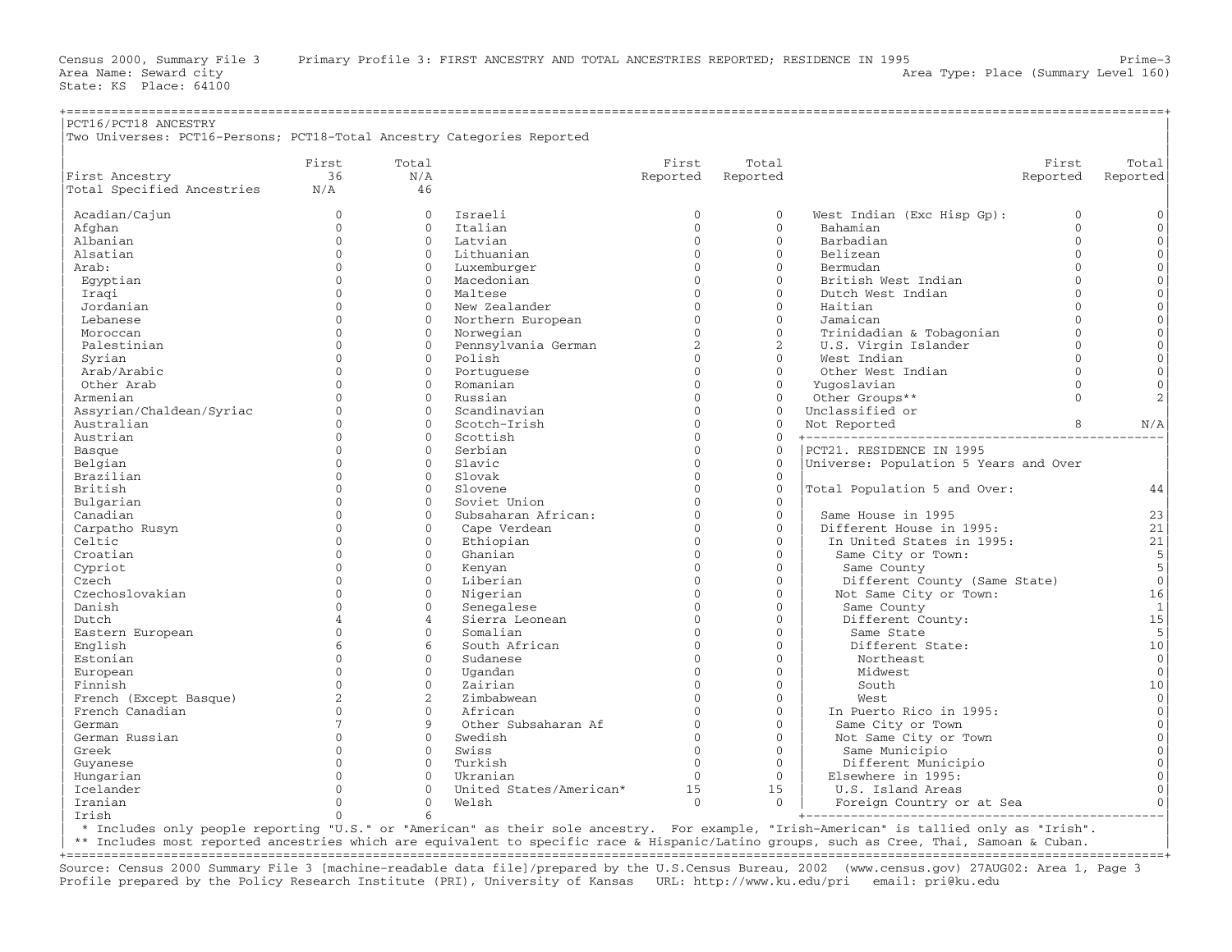Census 2000, Summary File 3 Primary Profile 3: FIRST ANCESTRY AND TOTAL ANCESTRIES REPORTED; RESIDENCE IN 1995 Prime-3
Area Name: Seward city Area Type: Place (Summary Level 160)
State: KS Place: 64100

## PCT16/PCT18 ANCESTRY

Two Universes: PCT16-Persons; PCT18-Total Ancestry Categories Reported

| | First | Total |
|---|---|---|
| First Ancestry | 36 | N/A |
| Total Specified Ancestries | N/A | 46 |

| Ancestry | First Reported | Total Reported |
|---|---|---|
| Acadian/Cajun | 0 | 0 |
| Afghan | 0 | 0 |
| Albanian | 0 | 0 |
| Alsatian | 0 | 0 |
| Arab: | 0 | 0 |
| Egyptian | 0 | 0 |
| Iraqi | 0 | 0 |
| Jordanian | 0 | 0 |
| Lebanese | 0 | 0 |
| Moroccan | 0 | 0 |
| Palestinian | 0 | 0 |
| Syrian | 0 | 0 |
| Arab/Arabic | 0 | 0 |
| Other Arab | 0 | 0 |
| Armenian | 0 | 0 |
| Assyrian/Chaldean/Syriac | 0 | 0 |
| Australian | 0 | 0 |
| Austrian | 0 | 0 |
| Basque | 0 | 0 |
| Belgian | 0 | 0 |
| Brazilian | 0 | 0 |
| British | 0 | 0 |
| Bulgarian | 0 | 0 |
| Canadian | 0 | 0 |
| Carpatho Rusyn | 0 | 0 |
| Celtic | 0 | 0 |
| Croatian | 0 | 0 |
| Cypriot | 0 | 0 |
| Czech | 0 | 0 |
| Czechoslovakian | 0 | 0 |
| Danish | 0 | 0 |
| Dutch | 4 | 4 |
| Eastern European | 0 | 0 |
| English | 6 | 6 |
| Estonian | 0 | 0 |
| European | 0 | 0 |
| Finnish | 0 | 0 |
| French (Except Basque) | 2 | 2 |
| French Canadian | 0 | 0 |
| German | 7 | 9 |
| German Russian | 0 | 0 |
| Greek | 0 | 0 |
| Guyanese | 0 | 0 |
| Hungarian | 0 | 0 |
| Icelander | 0 | 0 |
| Iranian | 0 | 0 |
| Irish | 0 | 6 |
| Israeli | 0 | 0 |
| Italian | 0 | 0 |
| Latvian | 0 | 0 |
| Lithuanian | 0 | 0 |
| Luxemburger | 0 | 0 |
| Macedonian | 0 | 0 |
| Maltese | 0 | 0 |
| New Zealander | 0 | 0 |
| Northern European | 0 | 0 |
| Norwegian | 0 | 0 |
| Pennsylvania German | 2 | 2 |
| Polish | 0 | 0 |
| Portuguese | 0 | 0 |
| Romanian | 0 | 0 |
| Russian | 0 | 0 |
| Scandinavian | 0 | 0 |
| Scotch-Irish | 0 | 0 |
| Scottish | 0 | 0 |
| Serbian | 0 | 0 |
| Slavic | 0 | 0 |
| Slovak | 0 | 0 |
| Slovene | 0 | 0 |
| Soviet Union | 0 | 0 |
| Subsaharan African: | 0 | 0 |
| Cape Verdean | 0 | 0 |
| Ethiopian | 0 | 0 |
| Ghanian | 0 | 0 |
| Kenyan | 0 | 0 |
| Liberian | 0 | 0 |
| Nigerian | 0 | 0 |
| Senegalese | 0 | 0 |
| Sierra Leonean | 0 | 0 |
| Somalian | 0 | 0 |
| South African | 0 | 0 |
| Sudanese | 0 | 0 |
| Ugandan | 0 | 0 |
| Zairian | 0 | 0 |
| Zimbabwean | 0 | 0 |
| African | 0 | 0 |
| Other Subsaharan Af | 0 | 0 |
| Swedish | 0 | 0 |
| Swiss | 0 | 0 |
| Turkish | 0 | 0 |
| Ukranian | 0 | 0 |
| United States/American* | 15 | 15 |
| Welsh | 0 | 0 |
| West Indian (Exc Hisp Gp): | 0 | 0 |
| Bahamian | 0 | 0 |
| Barbadian | 0 | 0 |
| Belizean | 0 | 0 |
| Bermudan | 0 | 0 |
| British West Indian | 0 | 0 |
| Dutch West Indian | 0 | 0 |
| Haitian | 0 | 0 |
| Jamaican | 0 | 0 |
| Trinidadian & Tobagonian | 0 | 0 |
| U.S. Virgin Islander | 0 | 0 |
| West Indian | 0 | 0 |
| Other West Indian | 0 | 0 |
| Yugoslavian | 0 | 0 |
| Other Groups** | 0 | 2 |
| Unclassified or Not Reported | 8 | N/A |

\* Includes only people reporting "U.S." or "American" as their sole ancestry. For example, "Irish-American" is tallied only as "Irish".
\** Includes most reported ancestries which are equivalent to specific race & Hispanic/Latino groups, such as Cree, Thai, Samoan & Cuban.

## PCT21. RESIDENCE IN 1995

Universe: Population 5 Years and Over

| | |
|---|---|
| Total Population 5 and Over: | 44 |
| Same House in 1995 | 23 |
| Different House in 1995: | 21 |
| In United States in 1995: | 21 |
| Same City or Town: | 5 |
| Same County | 5 |
| Different County (Same State) | 0 |
| Not Same City or Town: | 16 |
| Same County | 1 |
| Different County: | 15 |
| Same State | 5 |
| Different State: | 10 |
| Northeast | 0 |
| Midwest | 0 |
| South | 10 |
| West | 0 |
| In Puerto Rico in 1995: | 0 |
| Same City or Town | 0 |
| Not Same City or Town | 0 |
| Same Municipio | 0 |
| Different Municipio | 0 |
| Elsewhere in 1995: | 0 |
| U.S. Island Areas | 0 |
| Foreign Country or at Sea | 0 |

Source: Census 2000 Summary File 3 [machine-readable data file]/prepared by the U.S.Census Bureau, 2002 (www.census.gov) 27AUG02: Area 1, Page 3
Profile prepared by the Policy Research Institute (PRI), University of Kansas URL: http://www.ku.edu/pri email: pri@ku.edu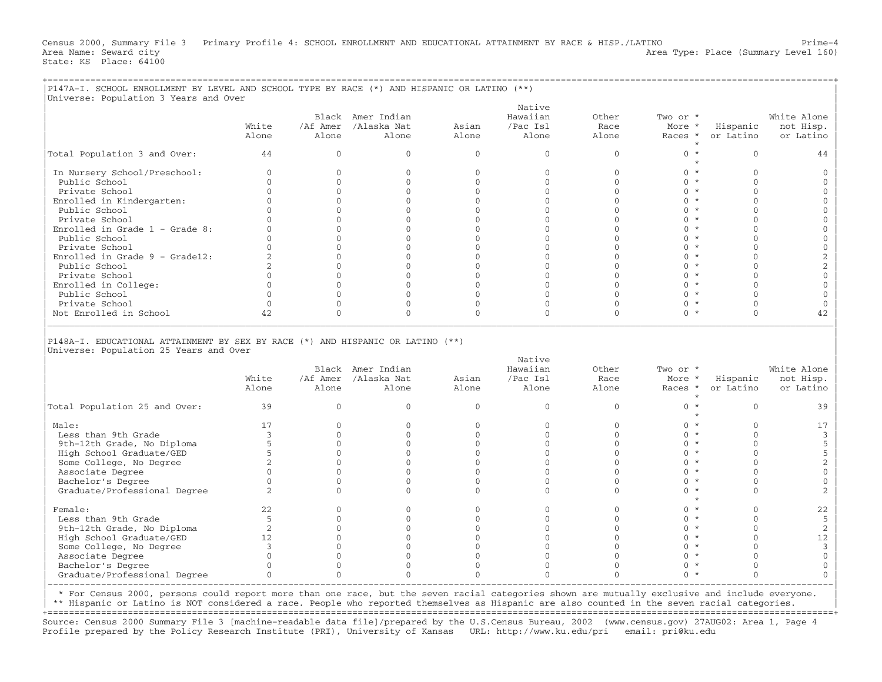Census 2000, Summary File 3 Primary Profile 4: SCHOOL ENROLLMENT AND EDUCATIONAL ATTAINMENT BY RACE & HISP./LATINO Prime-4
Area Name: Seward city Area Type: Place (Summary Level 160)
State: KS Place: 64100

## P147A-I. SCHOOL ENROLLMENT BY LEVEL AND SCHOOL TYPE BY RACE (*) AND HISPANIC OR LATINO (**)

Universe: Population 3 Years and Over

| | White Alone | Black /Af Amer Alone | Amer Indian /Alaska Nat Alone | Asian Alone | Native Hawaiian /Pac Isl Alone | Other Race Alone | Two or More Races * | Hispanic or Latino | White Alone not Hisp. or Latino |
|---|---|---|---|---|---|---|---|---|---|
| Total Population 3 and Over: | 44 | 0 | 0 | 0 | 0 | 0 | 0 | 0 | 44 |
| In Nursery School/Preschool: | 0 | 0 | 0 | 0 | 0 | 0 | 0 | 0 | 0 |
| Public School | 0 | 0 | 0 | 0 | 0 | 0 | 0 | 0 | 0 |
| Private School | 0 | 0 | 0 | 0 | 0 | 0 | 0 | 0 | 0 |
| Enrolled in Kindergarten: | 0 | 0 | 0 | 0 | 0 | 0 | 0 | 0 | 0 |
| Public School | 0 | 0 | 0 | 0 | 0 | 0 | 0 | 0 | 0 |
| Private School | 0 | 0 | 0 | 0 | 0 | 0 | 0 | 0 | 0 |
| Enrolled in Grade 1 - Grade 8: | 0 | 0 | 0 | 0 | 0 | 0 | 0 | 0 | 0 |
| Public School | 0 | 0 | 0 | 0 | 0 | 0 | 0 | 0 | 0 |
| Private School | 0 | 0 | 0 | 0 | 0 | 0 | 0 | 0 | 0 |
| Enrolled in Grade 9 - Grade12: | 2 | 0 | 0 | 0 | 0 | 0 | 0 | 0 | 2 |
| Public School | 2 | 0 | 0 | 0 | 0 | 0 | 0 | 0 | 2 |
| Private School | 0 | 0 | 0 | 0 | 0 | 0 | 0 | 0 | 0 |
| Enrolled in College: | 0 | 0 | 0 | 0 | 0 | 0 | 0 | 0 | 0 |
| Public School | 0 | 0 | 0 | 0 | 0 | 0 | 0 | 0 | 0 |
| Private School | 0 | 0 | 0 | 0 | 0 | 0 | 0 | 0 | 0 |
| Not Enrolled in School | 42 | 0 | 0 | 0 | 0 | 0 | 0 | 0 | 42 |

## P148A-I. EDUCATIONAL ATTAINMENT BY SEX BY RACE (*) AND HISPANIC OR LATINO (**)

Universe: Population 25 Years and Over

| | White Alone | Black /Af Amer Alone | Amer Indian /Alaska Nat Alone | Asian Alone | Native Hawaiian /Pac Isl Alone | Other Race Alone | Two or More Races * | Hispanic or Latino | White Alone not Hisp. or Latino |
|---|---|---|---|---|---|---|---|---|---|
| Total Population 25 and Over: | 39 | 0 | 0 | 0 | 0 | 0 | 0 | 0 | 39 |
| Male: | 17 | 0 | 0 | 0 | 0 | 0 | 0 | 0 | 17 |
| Less than 9th Grade | 3 | 0 | 0 | 0 | 0 | 0 | 0 | 0 | 3 |
| 9th-12th Grade, No Diploma | 5 | 0 | 0 | 0 | 0 | 0 | 0 | 0 | 5 |
| High School Graduate/GED | 5 | 0 | 0 | 0 | 0 | 0 | 0 | 0 | 5 |
| Some College, No Degree | 2 | 0 | 0 | 0 | 0 | 0 | 0 | 0 | 2 |
| Associate Degree | 0 | 0 | 0 | 0 | 0 | 0 | 0 | 0 | 0 |
| Bachelor's Degree | 0 | 0 | 0 | 0 | 0 | 0 | 0 | 0 | 0 |
| Graduate/Professional Degree | 2 | 0 | 0 | 0 | 0 | 0 | 0 | 0 | 2 |
| Female: | 22 | 0 | 0 | 0 | 0 | 0 | 0 | 0 | 22 |
| Less than 9th Grade | 5 | 0 | 0 | 0 | 0 | 0 | 0 | 0 | 5 |
| 9th-12th Grade, No Diploma | 2 | 0 | 0 | 0 | 0 | 0 | 0 | 0 | 2 |
| High School Graduate/GED | 12 | 0 | 0 | 0 | 0 | 0 | 0 | 0 | 12 |
| Some College, No Degree | 3 | 0 | 0 | 0 | 0 | 0 | 0 | 0 | 3 |
| Associate Degree | 0 | 0 | 0 | 0 | 0 | 0 | 0 | 0 | 0 |
| Bachelor's Degree | 0 | 0 | 0 | 0 | 0 | 0 | 0 | 0 | 0 |
| Graduate/Professional Degree | 0 | 0 | 0 | 0 | 0 | 0 | 0 | 0 | 0 |

* For Census 2000, persons could report more than one race, but the seven racial categories shown are mutually exclusive and include everyone.
** Hispanic or Latino is NOT considered a race. People who reported themselves as Hispanic are also counted in the seven racial categories.

Source: Census 2000 Summary File 3 [machine-readable data file]/prepared by the U.S.Census Bureau, 2002 (www.census.gov) 27AUG02: Area 1, Page 4
Profile prepared by the Policy Research Institute (PRI), University of Kansas URL: http://www.ku.edu/pri email: pri@ku.edu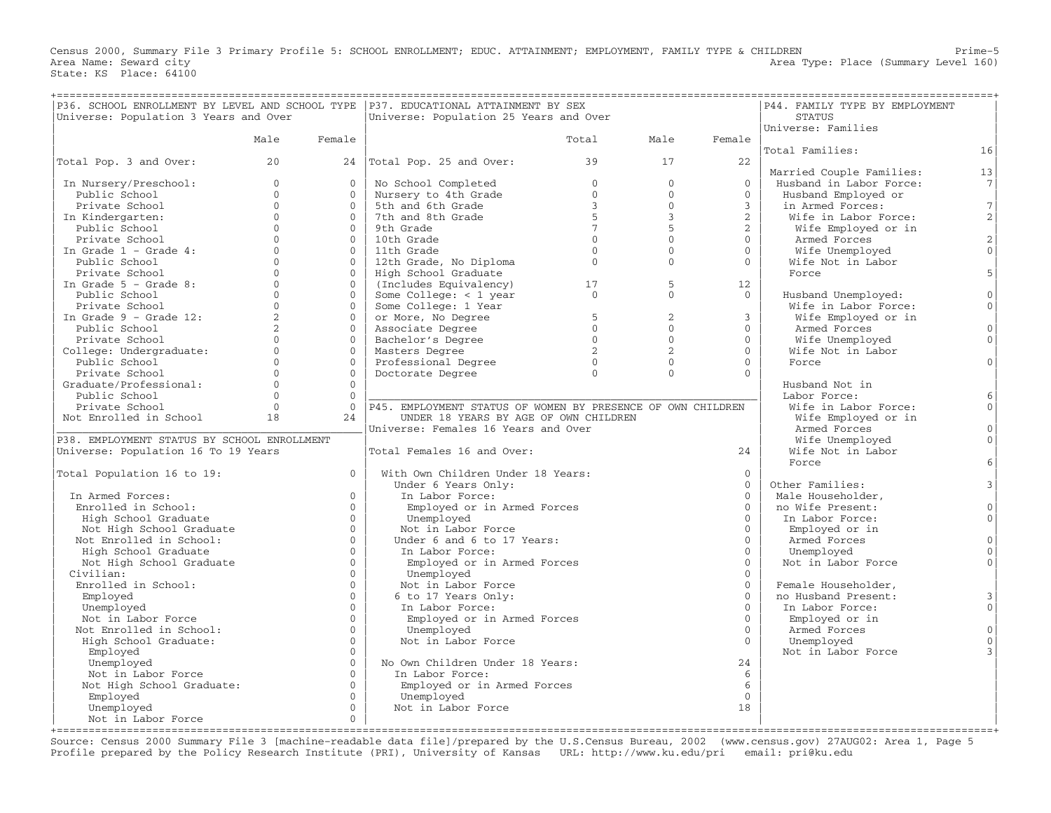Census 2000, Summary File 3 Primary Profile 5: SCHOOL ENROLLMENT; EDUC. ATTAINMENT; EMPLOYMENT, FAMILY TYPE & CHILDREN
Prime-5
Area Name: Seward city
Area Type: Place (Summary Level 160)
State: KS Place: 64100

## P36. SCHOOL ENROLLMENT BY LEVEL AND SCHOOL TYPE

Universe: Population 3 Years and Over

| | Male | Female |
|---|---|---|
| Total Pop. 3 and Over: | 20 | 24 |
| In Nursery/Preschool: | 0 | 0 |
| Public School | 0 | 0 |
| Private School | 0 | 0 |
| In Kindergarten: | 0 | 0 |
| Public School | 0 | 0 |
| Private School | 0 | 0 |
| In Grade 1 - Grade 4: | 0 | 0 |
| Public School | 0 | 0 |
| Private School | 0 | 0 |
| In Grade 5 - Grade 8: | 0 | 0 |
| Public School | 0 | 0 |
| Private School | 0 | 0 |
| In Grade 9 - Grade 12: | 2 | 0 |
| Public School | 2 | 0 |
| Private School | 0 | 0 |
| College: Undergraduate: | 0 | 0 |
| Public School | 0 | 0 |
| Private School | 0 | 0 |
| Graduate/Professional: | 0 | 0 |
| Public School | 0 | 0 |
| Private School | 0 | 0 |
| Not Enrolled in School | 18 | 24 |

## P38. EMPLOYMENT STATUS BY SCHOOL ENROLLMENT

Universe: Population 16 To 19 Years

| | |
|---|---|
| Total Population 16 to 19: | 0 |
| In Armed Forces: | 0 |
| Enrolled in School: | 0 |
| High School Graduate | 0 |
| Not High School Graduate | 0 |
| Not Enrolled in School: | 0 |
| High School Graduate | 0 |
| Not High School Graduate | 0 |
| Civilian: | 0 |
| Enrolled in School: | 0 |
| Employed | 0 |
| Unemployed | 0 |
| Not in Labor Force | 0 |
| Not Enrolled in School: | 0 |
| High School Graduate: | 0 |
| Employed | 0 |
| Unemployed | 0 |
| Not in Labor Force | 0 |
| Not High School Graduate: | 0 |
| Employed | 0 |
| Unemployed | 0 |
| Not in Labor Force | 0 |

## P37. EDUCATIONAL ATTAINMENT BY SEX

Universe: Population 25 Years and Over

| | Total | Male | Female |
|---|---|---|---|
| Total Pop. 25 and Over: | 39 | 17 | 22 |
| No School Completed | 0 | 0 | 0 |
| Nursery to 4th Grade | 0 | 0 | 0 |
| 5th and 6th Grade | 3 | 0 | 3 |
| 7th and 8th Grade | 5 | 3 | 2 |
| 9th Grade | 7 | 5 | 2 |
| 10th Grade | 0 | 0 | 0 |
| 11th Grade | 0 | 0 | 0 |
| 12th Grade, No Diploma | 0 | 0 | 0 |
| High School Graduate (Includes Equivalency) | 17 | 5 | 12 |
| Some College: < 1 year | 0 | 0 | 0 |
| Some College: 1 Year or More, No Degree | 5 | 2 | 3 |
| Associate Degree | 0 | 0 | 0 |
| Bachelor's Degree | 0 | 0 | 0 |
| Masters Degree | 2 | 2 | 0 |
| Professional Degree | 0 | 0 | 0 |
| Doctorate Degree | 0 | 0 | 0 |

## P45. EMPLOYMENT STATUS OF WOMEN BY PRESENCE OF OWN CHILDREN UNDER 18 YEARS BY AGE OF OWN CHILDREN

Universe: Females 16 Years and Over

| | |
|---|---|
| Total Females 16 and Over: | 24 |
| With Own Children Under 18 Years: | 0 |
| Under 6 Years Only: | 0 |
| In Labor Force: | 0 |
| Employed or in Armed Forces | 0 |
| Unemployed | 0 |
| Not in Labor Force | 0 |
| Under 6 and 6 to 17 Years: | 0 |
| In Labor Force: | 0 |
| Employed or in Armed Forces | 0 |
| Unemployed | 0 |
| Not in Labor Force | 0 |
| 6 to 17 Years Only: | 0 |
| In Labor Force: | 0 |
| Employed or in Armed Forces | 0 |
| Unemployed | 0 |
| Not in Labor Force | 0 |
| No Own Children Under 18 Years: | 24 |
| In Labor Force: | 6 |
| Employed or in Armed Forces | 6 |
| Unemployed | 0 |
| Not in Labor Force | 18 |

## P44. FAMILY TYPE BY EMPLOYMENT STATUS

Universe: Families

| | |
|---|---|
| Total Families: | 16 |
| Married Couple Families: | 13 |
| Husband in Labor Force: | 7 |
| Husband Employed or in Armed Forces: | 7 |
| Wife in Labor Force: | 2 |
| Wife Employed or in Armed Forces | 2 |
| Wife Unemployed | 0 |
| Wife Not in Labor Force | 5 |
| Husband Unemployed: | 0 |
| Wife in Labor Force: | 0 |
| Wife Employed or in Armed Forces | 0 |
| Wife Unemployed | 0 |
| Wife Not in Labor Force | 0 |
| Husband Not in Labor Force: | 6 |
| Wife in Labor Force: | 0 |
| Wife Employed or in Armed Forces | 0 |
| Wife Unemployed | 0 |
| Wife Not in Labor Force | 6 |
| Other Families: | 3 |
| Male Householder, no Wife Present: | 0 |
| In Labor Force: | 0 |
| Employed or in Armed Forces | 0 |
| Unemployed | 0 |
| Not in Labor Force | 0 |
| Female Householder, no Husband Present: | 3 |
| In Labor Force: | 0 |
| Employed or in Armed Forces | 0 |
| Unemployed | 0 |
| Not in Labor Force | 3 |

Source: Census 2000 Summary File 3 [machine-readable data file]/prepared by the U.S.Census Bureau, 2002 (www.census.gov) 27AUG02: Area 1, Page 5
Profile prepared by the Policy Research Institute (PRI), University of Kansas URL: http://www.ku.edu/pri email: pri@ku.edu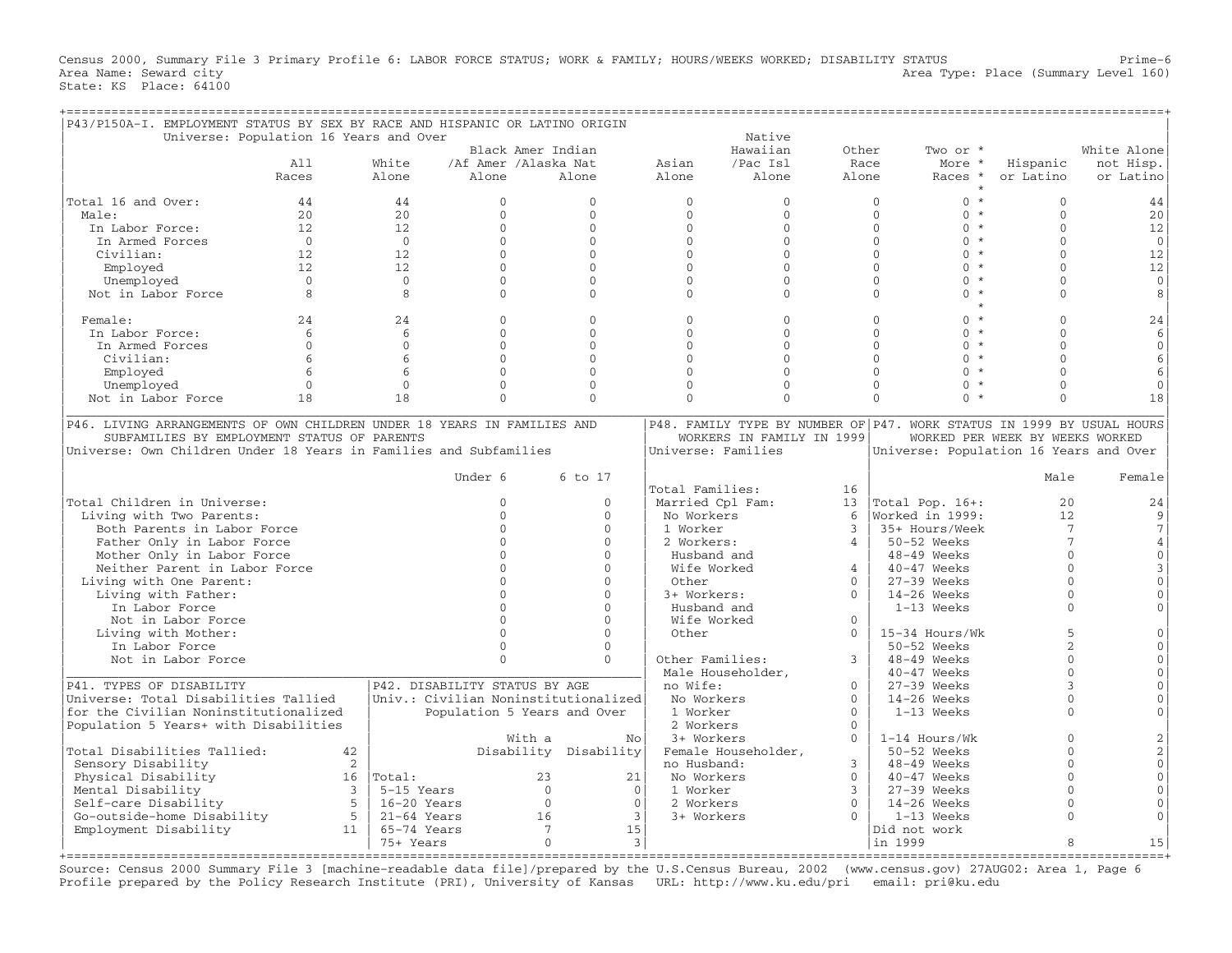Census 2000, Summary File 3 Primary Profile 6: LABOR FORCE STATUS; WORK & FAMILY; HOURS/WEEKS WORKED; DISABILITY STATUS
Area Name: Seward city
State: KS Place: 64100

Prime-6
Area Type: Place (Summary Level 160)

## P43/P150A-I. EMPLOYMENT STATUS BY SEX BY RACE AND HISPANIC OR LATINO ORIGIN

Universe: Population 16 Years and Over

| | All Races | White Alone | Black /Af Amer Alone | Amer Indian /Alaska Nat Alone | Asian Alone | Native Hawaiian /Pac Isl Alone | Other Race Alone | Two or More Races * | Hispanic or Latino | White Alone not Hisp. or Latino |
|---|---|---|---|---|---|---|---|---|---|---|
| Total 16 and Over: | 44 | 44 | 0 | 0 | 0 | 0 | 0 | 0 * | 0 | 44 |
| Male: | 20 | 20 | 0 | 0 | 0 | 0 | 0 | 0 * | 0 | 20 |
| In Labor Force: | 12 | 12 | 0 | 0 | 0 | 0 | 0 | 0 * | 0 | 12 |
| In Armed Forces | 0 | 0 | 0 | 0 | 0 | 0 | 0 | 0 * | 0 | 0 |
| Civilian: | 12 | 12 | 0 | 0 | 0 | 0 | 0 | 0 * | 0 | 12 |
| Employed | 12 | 12 | 0 | 0 | 0 | 0 | 0 | 0 * | 0 | 12 |
| Unemployed | 0 | 0 | 0 | 0 | 0 | 0 | 0 | 0 * | 0 | 0 |
| Not in Labor Force | 8 | 8 | 0 | 0 | 0 | 0 | 0 | 0 * | 0 | 8 |
| Female: | 24 | 24 | 0 | 0 | 0 | 0 | 0 | 0 * | 0 | 24 |
| In Labor Force: | 6 | 6 | 0 | 0 | 0 | 0 | 0 | 0 * | 0 | 6 |
| In Armed Forces | 0 | 0 | 0 | 0 | 0 | 0 | 0 | 0 * | 0 | 0 |
| Civilian: | 6 | 6 | 0 | 0 | 0 | 0 | 0 | 0 * | 0 | 6 |
| Employed | 6 | 6 | 0 | 0 | 0 | 0 | 0 | 0 * | 0 | 6 |
| Unemployed | 0 | 0 | 0 | 0 | 0 | 0 | 0 | 0 * | 0 | 0 |
| Not in Labor Force | 18 | 18 | 0 | 0 | 0 | 0 | 0 | 0 * | 0 | 18 |

## P46. LIVING ARRANGEMENTS OF OWN CHILDREN UNDER 18 YEARS IN FAMILIES AND SUBFAMILIES BY EMPLOYMENT STATUS OF PARENTS

Universe: Own Children Under 18 Years in Families and Subfamilies

| | Under 6 | 6 to 17 |
|---|---|---|
| Total Children in Universe: | 0 | 0 |
| Living with Two Parents: | 0 | 0 |
| Both Parents in Labor Force | 0 | 0 |
| Father Only in Labor Force | 0 | 0 |
| Mother Only in Labor Force | 0 | 0 |
| Neither Parent in Labor Force | 0 | 0 |
| Living with One Parent: | 0 | 0 |
| Living with Father: | 0 | 0 |
| In Labor Force | 0 | 0 |
| Not in Labor Force | 0 | 0 |
| Living with Mother: | 0 | 0 |
| In Labor Force | 0 | 0 |
| Not in Labor Force | 0 | 0 |

## P48. FAMILY TYPE BY NUMBER OF WORKERS IN FAMILY IN 1999

Universe: Families

| | |
|---|---|
| Total Families: | 16 |
| Married Cpl Fam: | 13 |
| No Workers | 6 |
| 1 Worker | 3 |
| 2 Workers: | 4 |
| Husband and Wife Worked | 4 |
| Other | 0 |
| 3+ Workers: | 0 |
| Husband and Wife Worked | 0 |
| Other | 0 |
| Other Families: | 3 |
| Male Householder, no Wife: | 0 |
| No Workers | 0 |
| 1 Worker | 0 |
| 2 Workers | 0 |
| 3+ Workers | 0 |
| Female Householder, no Husband: | 3 |
| No Workers | 0 |
| 1 Worker | 3 |
| 2 Workers | 0 |
| 3+ Workers | 0 |

## P47. WORK STATUS IN 1999 BY USUAL HOURS WORKED PER WEEK BY WEEKS WORKED

Universe: Population 16 Years and Over

| | Male | Female |
|---|---|---|
| Total Pop. 16+: | 20 | 24 |
| Worked in 1999: | 12 | 9 |
| 35+ Hours/Week | 7 | 7 |
| 50-52 Weeks | 7 | 4 |
| 48-49 Weeks | 0 | 0 |
| 40-47 Weeks | 0 | 3 |
| 27-39 Weeks | 0 | 0 |
| 14-26 Weeks | 0 | 0 |
| 1-13 Weeks | 0 | 0 |
| 15-34 Hours/Wk | 5 | 0 |
| 50-52 Weeks | 2 | 0 |
| 48-49 Weeks | 0 | 0 |
| 40-47 Weeks | 0 | 0 |
| 27-39 Weeks | 3 | 0 |
| 14-26 Weeks | 0 | 0 |
| 1-13 Weeks | 0 | 0 |
| 1-14 Hours/Wk | 0 | 2 |
| 50-52 Weeks | 0 | 2 |
| 48-49 Weeks | 0 | 0 |
| 40-47 Weeks | 0 | 0 |
| 27-39 Weeks | 0 | 0 |
| 14-26 Weeks | 0 | 0 |
| 1-13 Weeks | 0 | 0 |
| Did not work in 1999 | 8 | 15 |

## P41. TYPES OF DISABILITY

Universe: Total Disabilities Tallied for the Civilian Noninstitutionalized Population 5 Years+ with Disabilities

| | |
|---|---|
| Total Disabilities Tallied: | 42 |
| Sensory Disability | 2 |
| Physical Disability | 16 |
| Mental Disability | 3 |
| Self-care Disability | 5 |
| Go-outside-home Disability | 5 |
| Employment Disability | 11 |

## P42. DISABILITY STATUS BY AGE

Univ.: Civilian Noninstitutionalized Population 5 Years and Over

| | With a Disability | No Disability |
|---|---|---|
| Total: | 23 | 21 |
| 5-15 Years | 0 | 0 |
| 16-20 Years | 0 | 0 |
| 21-64 Years | 16 | 3 |
| 65-74 Years | 7 | 15 |
| 75+ Years | 0 | 3 |

Source: Census 2000 Summary File 3 [machine-readable data file]/prepared by the U.S.Census Bureau, 2002 (www.census.gov) 27AUG02: Area 1, Page 6
Profile prepared by the Policy Research Institute (PRI), University of Kansas URL: http://www.ku.edu/pri email: pri@ku.edu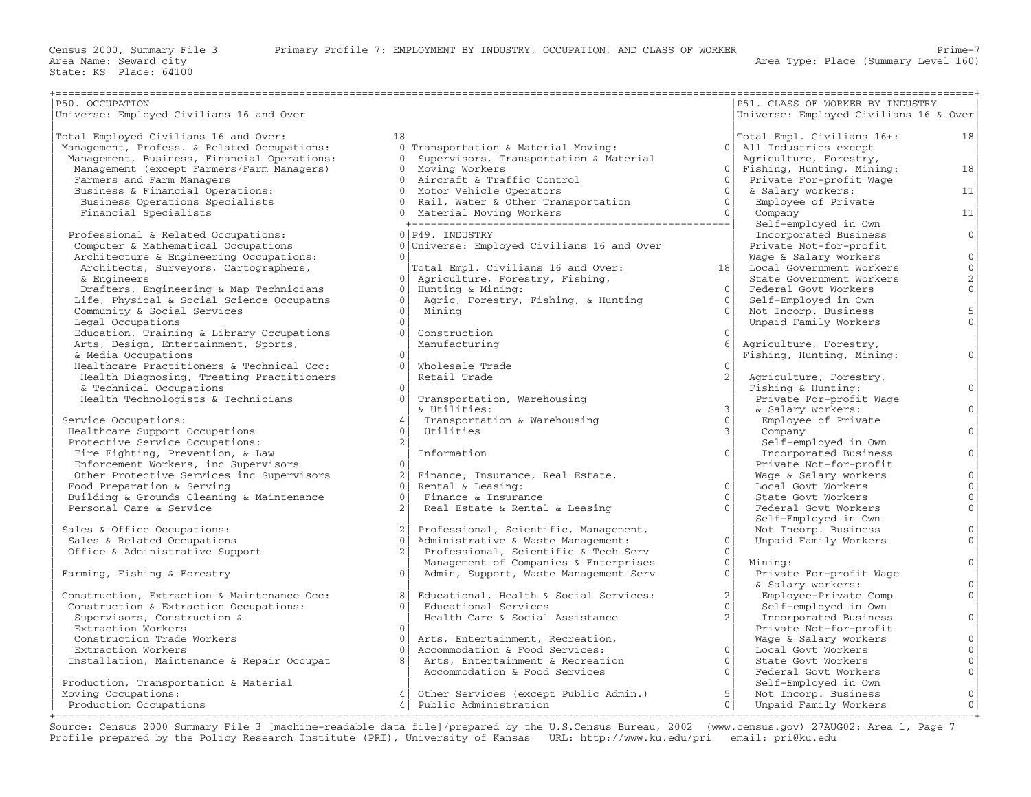Census 2000, Summary File 3 — Primary Profile 7: EMPLOYMENT BY INDUSTRY, OCCUPATION, AND CLASS OF WORKER

Area Name: Seward city
State: KS Place: 64100
Area Type: Place (Summary Level 160)

## P50. OCCUPATION

Universe: Employed Civilians 16 and Over

| Occupation | Count |
|---|---|
| Total Employed Civilians 16 and Over: | 18 |
| Management, Profess. & Related Occupations: | 0 |
| Management, Business, Financial Operations: | 0 |
| Management (except Farmers/Farm Managers) | 0 |
| Farmers and Farm Managers | 0 |
| Business & Financial Operations: | 0 |
| Business Operations Specialists | 0 |
| Financial Specialists | 0 |
| Professional & Related Occupations: | 0 |
| Computer & Mathematical Occupations | 0 |
| Architecture & Engineering Occupations: | 0 |
| Architects, Surveyors, Cartographers, & Engineers | 0 |
| Drafters, Engineering & Map Technicians | 0 |
| Life, Physical & Social Science Occupatns | 0 |
| Community & Social Services | 0 |
| Legal Occupations | 0 |
| Education, Training & Library Occupations | 0 |
| Arts, Design, Entertainment, Sports, & Media Occupations | 0 |
| Healthcare Practitioners & Technical Occ: | 0 |
| Health Diagnosing, Treating Practitioners & Technical Occupations | 0 |
| Health Technologists & Technicians | 0 |
| Service Occupations: | 4 |
| Healthcare Support Occupations | 0 |
| Protective Service Occupations: | 2 |
| Fire Fighting, Prevention, & Law Enforcement Workers, inc Supervisors | 0 |
| Other Protective Services inc Supervisors | 2 |
| Food Preparation & Serving | 0 |
| Building & Grounds Cleaning & Maintenance | 0 |
| Personal Care & Service | 2 |
| Sales & Office Occupations: | 2 |
| Sales & Related Occupations | 0 |
| Office & Administrative Support | 2 |
| Farming, Fishing & Forestry | 0 |
| Construction, Extraction & Maintenance Occ: | 8 |
| Construction & Extraction Occupations: | 0 |
| Supervisors, Construction & Extraction Workers | 0 |
| Construction Trade Workers | 0 |
| Extraction Workers | 0 |
| Installation, Maintenance & Repair Occupat | 8 |
| Production, Transportation & Material Moving Occupations: | 4 |
| Production Occupations | 4 |
| Transportation & Material Moving: | 0 |
| Supervisors, Transportation & Material Moving Workers | 0 |
| Aircraft & Traffic Control | 0 |
| Motor Vehicle Operators | 0 |
| Rail, Water & Other Transportation | 0 |
| Material Moving Workers | 0 |

## P49. INDUSTRY

Universe: Employed Civilians 16 and Over

| Industry | Count |
|---|---|
| Total Empl. Civilians 16 and Over: | 18 |
| Agriculture, Forestry, Fishing, Hunting & Mining: | 0 |
| Agric, Forestry, Fishing, & Hunting | 0 |
| Mining | 0 |
| Construction | 0 |
| Manufacturing | 6 |
| Wholesale Trade | 0 |
| Retail Trade | 2 |
| Transportation, Warehousing & Utilities: | 3 |
| Transportation & Warehousing | 0 |
| Utilities | 3 |
| Information | 0 |
| Finance, Insurance, Real Estate, Rental & Leasing: | 0 |
| Finance & Insurance | 0 |
| Real Estate & Rental & Leasing | 0 |
| Professional, Scientific, Management, Administrative & Waste Management: | 0 |
| Professional, Scientific & Tech Serv | 0 |
| Management of Companies & Enterprises | 0 |
| Admin, Support, Waste Management Serv | 0 |
| Educational, Health & Social Services: | 2 |
| Educational Services | 0 |
| Health Care & Social Assistance | 2 |
| Arts, Entertainment, Recreation, Accommodation & Food Services: | 0 |
| Arts, Entertainment & Recreation | 0 |
| Accommodation & Food Services | 0 |
| Other Services (except Public Admin.) | 5 |
| Public Administration | 0 |

## P51. CLASS OF WORKER BY INDUSTRY

Universe: Employed Civilians 16 & Over

| Class of Worker | Count |
|---|---|
| Total Empl. Civilians 16+: | 18 |
| All Industries except Agriculture, Forestry, Fishing, Hunting, Mining: | 18 |
| Private For-profit Wage & Salary workers: | 11 |
| Employee of Private Company | 11 |
| Self-employed in Own Incorporated Business | 0 |
| Private Not-for-profit Wage & Salary workers | 0 |
| Local Government Workers | 0 |
| State Government Workers | 2 |
| Federal Govt Workers | 0 |
| Self-Employed in Own Not Incorp. Business | 5 |
| Unpaid Family Workers | 0 |
| Agriculture, Forestry, Fishing, Hunting, Mining: | 0 |
| Agriculture, Forestry, Fishing & Hunting: | 0 |
| Private For-profit Wage & Salary workers: | 0 |
| Employee of Private Company | 0 |
| Self-employed in Own Incorporated Business | 0 |
| Private Not-for-profit Wage & Salary workers | 0 |
| Local Govt Workers | 0 |
| State Govt Workers | 0 |
| Federal Govt Workers | 0 |
| Self-Employed in Own Not Incorp. Business | 0 |
| Unpaid Family Workers | 0 |
| Mining: | 0 |
| Private For-profit Wage & Salary workers: | 0 |
| Employee-Private Comp | 0 |
| Self-employed in Own Incorporated Business | 0 |
| Private Not-for-profit Wage & Salary workers | 0 |
| Local Govt Workers | 0 |
| State Govt Workers | 0 |
| Federal Govt Workers | 0 |
| Self-Employed in Own Not Incorp. Business | 0 |
| Unpaid Family Workers | 0 |

Source: Census 2000 Summary File 3 [machine-readable data file]/prepared by the U.S.Census Bureau, 2002 (www.census.gov) 27AUG02: Area 1, Page 7
Profile prepared by the Policy Research Institute (PRI), University of Kansas URL: http://www.ku.edu/pri email: pri@ku.edu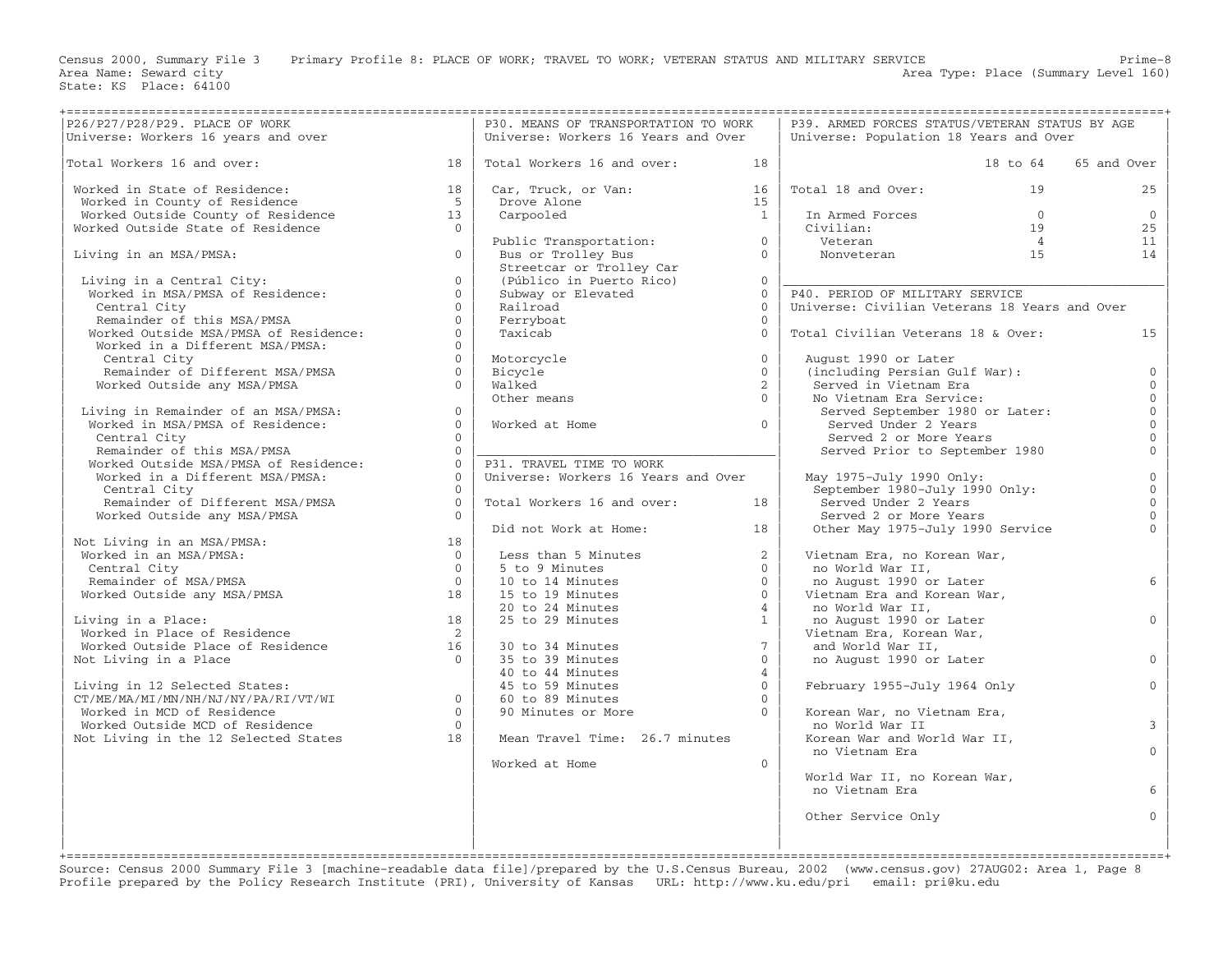Census 2000, Summary File 3 Primary Profile 8: PLACE OF WORK; TRAVEL TO WORK; VETERAN STATUS AND MILITARY SERVICE
Area Name: Seward city — Area Type: Place (Summary Level 160)
State: KS Place: 64100

## P26/P27/P28/P29. PLACE OF WORK

Universe: Workers 16 years and over

| | |
|---|---|
| Total Workers 16 and over: | 18 |
| Worked in State of Residence: | 18 |
| Worked in County of Residence | 5 |
| Worked Outside County of Residence | 13 |
| Worked Outside State of Residence | 0 |
| Living in an MSA/PMSA: | 0 |
| Living in a Central City: | 0 |
| Worked in MSA/PMSA of Residence: | 0 |
| Central City | 0 |
| Remainder of this MSA/PMSA | 0 |
| Worked Outside MSA/PMSA of Residence: | 0 |
| Worked in a Different MSA/PMSA: | 0 |
| Central City | 0 |
| Remainder of Different MSA/PMSA | 0 |
| Worked Outside any MSA/PMSA | 0 |
| Living in Remainder of an MSA/PMSA: | 0 |
| Worked in MSA/PMSA of Residence: | 0 |
| Central City | 0 |
| Remainder of this MSA/PMSA | 0 |
| Worked Outside MSA/PMSA of Residence: | 0 |
| Worked in a Different MSA/PMSA: | 0 |
| Central City | 0 |
| Remainder of Different MSA/PMSA | 0 |
| Worked Outside any MSA/PMSA | 0 |
| Not Living in an MSA/PMSA: | 18 |
| Worked in an MSA/PMSA: | 0 |
| Central City | 0 |
| Remainder of MSA/PMSA | 0 |
| Worked Outside any MSA/PMSA | 18 |
| Living in a Place: | 18 |
| Worked in Place of Residence | 2 |
| Worked Outside Place of Residence | 16 |
| Not Living in a Place | 0 |
| Living in 12 Selected States: CT/ME/MA/MI/MN/NH/NJ/NY/PA/RI/VT/WI | 0 |
| Worked in MCD of Residence | 0 |
| Worked Outside MCD of Residence | 0 |
| Not Living in the 12 Selected States | 18 |

## P30. MEANS OF TRANSPORTATION TO WORK

Universe: Workers 16 Years and Over

| | |
|---|---|
| Total Workers 16 and over: | 18 |
| Car, Truck, or Van: | 16 |
| Drove Alone | 15 |
| Carpooled | 1 |
| Public Transportation: | 0 |
| Bus or Trolley Bus | 0 |
| Streetcar or Trolley Car (Público in Puerto Rico) | 0 |
| Subway or Elevated | 0 |
| Railroad | 0 |
| Ferryboat | 0 |
| Taxicab | 0 |
| Motorcycle | 0 |
| Bicycle | 0 |
| Walked | 2 |
| Other means | 0 |
| Worked at Home | 0 |

## P31. TRAVEL TIME TO WORK

Universe: Workers 16 Years and Over

| | |
|---|---|
| Total Workers 16 and over: | 18 |
| Did not Work at Home: | 18 |
| Less than 5 Minutes | 2 |
| 5 to 9 Minutes | 0 |
| 10 to 14 Minutes | 0 |
| 15 to 19 Minutes | 0 |
| 20 to 24 Minutes | 4 |
| 25 to 29 Minutes | 1 |
| 30 to 34 Minutes | 7 |
| 35 to 39 Minutes | 0 |
| 40 to 44 Minutes | 4 |
| 45 to 59 Minutes | 0 |
| 60 to 89 Minutes | 0 |
| 90 Minutes or More | 0 |
| Mean Travel Time: 26.7 minutes | |
| Worked at Home | 0 |

## P39. ARMED FORCES STATUS/VETERAN STATUS BY AGE

Universe: Population 18 Years and Over

| | 18 to 64 | 65 and Over |
|---|---|---|
| Total 18 and Over: | 19 | 25 |
| In Armed Forces | 0 | 0 |
| Civilian: | 19 | 25 |
| Veteran | 4 | 11 |
| Nonveteran | 15 | 14 |

## P40. PERIOD OF MILITARY SERVICE

Universe: Civilian Veterans 18 Years and Over

| | |
|---|---|
| Total Civilian Veterans 18 & Over: | 15 |
| August 1990 or Later (including Persian Gulf War): | 0 |
| Served in Vietnam Era | 0 |
| No Vietnam Era Service: | 0 |
| Served September 1980 or Later: | 0 |
| Served Under 2 Years | 0 |
| Served 2 or More Years | 0 |
| Served Prior to September 1980 | 0 |
| May 1975-July 1990 Only: | 0 |
| September 1980-July 1990 Only: | 0 |
| Served Under 2 Years | 0 |
| Served 2 or More Years | 0 |
| Other May 1975-July 1990 Service | 0 |
| Vietnam Era, no Korean War, no World War II, no August 1990 or Later | 6 |
| Vietnam Era and Korean War, no World War II, no August 1990 or Later | 0 |
| Vietnam Era, Korean War, and World War II, no August 1990 or Later | 0 |
| February 1955-July 1964 Only | 0 |
| Korean War, no Vietnam Era, no World War II | 3 |
| Korean War and World War II, no Vietnam Era | 0 |
| World War II, no Korean War, no Vietnam Era | 6 |
| Other Service Only | 0 |

Source: Census 2000 Summary File 3 [machine-readable data file]/prepared by the U.S.Census Bureau, 2002 (www.census.gov) 27AUG02: Area 1, Page 8
Profile prepared by the Policy Research Institute (PRI), University of Kansas URL: http://www.ku.edu/pri email: pri@ku.edu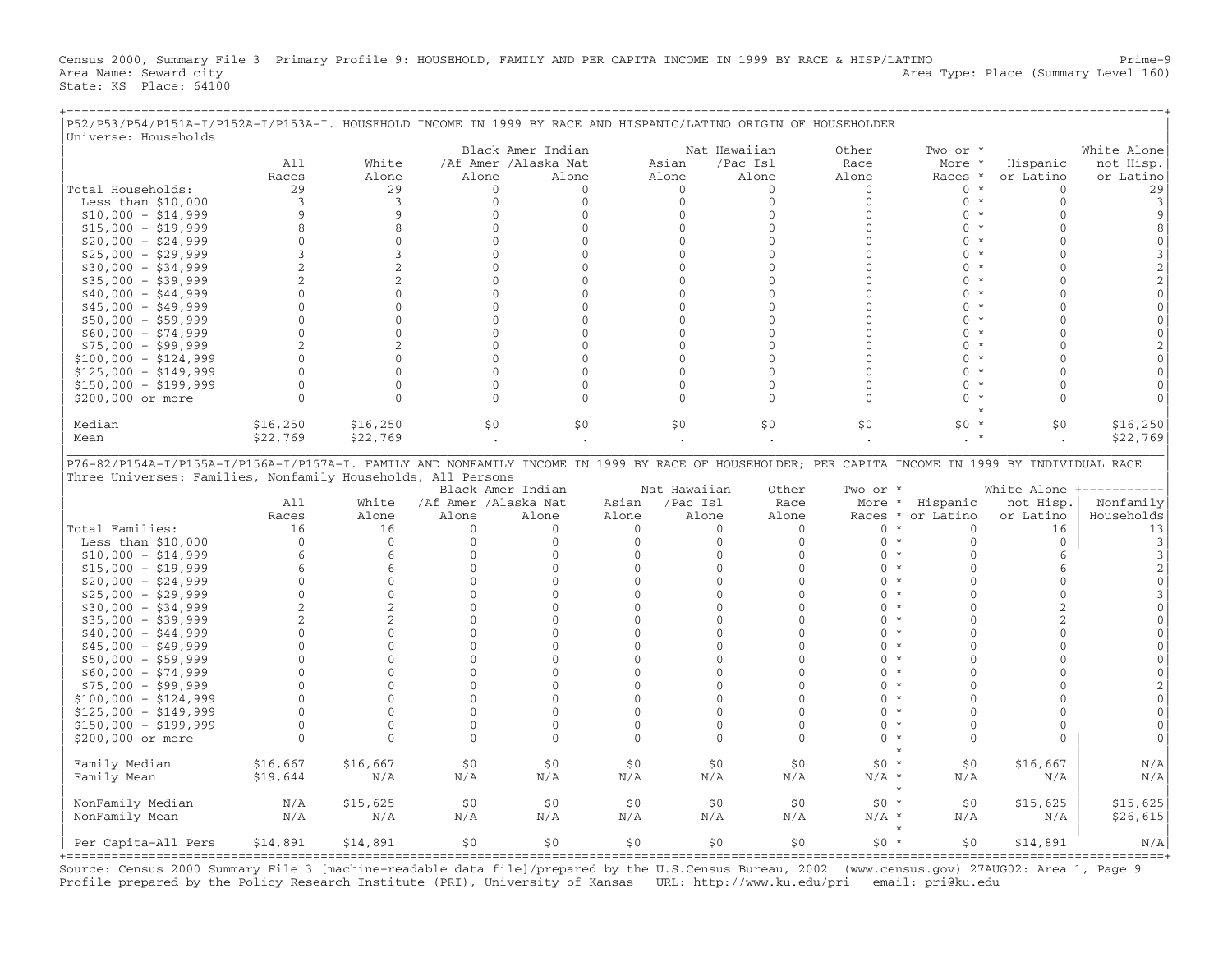Census 2000, Summary File 3 Primary Profile 9: HOUSEHOLD, FAMILY AND PER CAPITA INCOME IN 1999 BY RACE & HISP/LATINO Prime-9
Area Name: Seward city Area Type: Place (Summary Level 160)
State: KS Place: 64100

## P52/P53/P54/P151A-I/P152A-I/P153A-I. HOUSEHOLD INCOME IN 1999 BY RACE AND HISPANIC/LATINO ORIGIN OF HOUSEHOLDER

Universe: Households

| | All Races | White Alone | Black /Af Amer Alone | Amer Indian /Alaska Nat Alone | Asian Alone | Nat Hawaiian /Pac Isl Alone | Other Race Alone | Two or More Races * | Hispanic or Latino | White Alone not Hisp. or Latino |
|---|---|---|---|---|---|---|---|---|---|---|
| Total Households: | 29 | 29 | 0 | 0 | 0 | 0 | 0 | 0 * | 0 | 29 |
| Less than $10,000 | 3 | 3 | 0 | 0 | 0 | 0 | 0 | 0 * | 0 | 3 |
| $10,000 - $14,999 | 9 | 9 | 0 | 0 | 0 | 0 | 0 | 0 * | 0 | 9 |
| $15,000 - $19,999 | 8 | 8 | 0 | 0 | 0 | 0 | 0 | 0 * | 0 | 8 |
| $20,000 - $24,999 | 0 | 0 | 0 | 0 | 0 | 0 | 0 | 0 * | 0 | 0 |
| $25,000 - $29,999 | 3 | 3 | 0 | 0 | 0 | 0 | 0 | 0 * | 0 | 3 |
| $30,000 - $34,999 | 2 | 2 | 0 | 0 | 0 | 0 | 0 | 0 * | 0 | 2 |
| $35,000 - $39,999 | 2 | 2 | 0 | 0 | 0 | 0 | 0 | 0 * | 0 | 2 |
| $40,000 - $44,999 | 0 | 0 | 0 | 0 | 0 | 0 | 0 | 0 * | 0 | 0 |
| $45,000 - $49,999 | 0 | 0 | 0 | 0 | 0 | 0 | 0 | 0 * | 0 | 0 |
| $50,000 - $59,999 | 0 | 0 | 0 | 0 | 0 | 0 | 0 | 0 * | 0 | 0 |
| $60,000 - $74,999 | 0 | 0 | 0 | 0 | 0 | 0 | 0 | 0 * | 0 | 0 |
| $75,000 - $99,999 | 2 | 2 | 0 | 0 | 0 | 0 | 0 | 0 * | 0 | 2 |
| $100,000 - $124,999 | 0 | 0 | 0 | 0 | 0 | 0 | 0 | 0 * | 0 | 0 |
| $125,000 - $149,999 | 0 | 0 | 0 | 0 | 0 | 0 | 0 | 0 * | 0 | 0 |
| $150,000 - $199,999 | 0 | 0 | 0 | 0 | 0 | 0 | 0 | 0 * | 0 | 0 |
| $200,000 or more | 0 | 0 | 0 | 0 | 0 | 0 | 0 | 0 * | 0 | 0 |
| Median | $16,250 | $16,250 | $0 | $0 | $0 | $0 | $0 | $0 * | $0 | $16,250 |
| Mean | $22,769 | $22,769 | . | . | . | . | . | . * | . | $22,769 |

## P76-82/P154A-I/P155A-I/P156A-I/P157A-I. FAMILY AND NONFAMILY INCOME IN 1999 BY RACE OF HOUSEHOLDER; PER CAPITA INCOME IN 1999 BY INDIVIDUAL RACE

Three Universes: Families, Nonfamily Households, All Persons

| | All Races | White Alone | Black /Af Amer Alone | Amer Indian /Alaska Nat Alone | Asian Alone | Nat Hawaiian /Pac Isl Alone | Other Race Alone | Two or More Races * | Hispanic or Latino | White Alone not Hisp. or Latino | Nonfamily Households |
|---|---|---|---|---|---|---|---|---|---|---|---|
| Total Families: | 16 | 16 | 0 | 0 | 0 | 0 | 0 | 0 * | 0 | 16 | 13 |
| Less than $10,000 | 0 | 0 | 0 | 0 | 0 | 0 | 0 | 0 * | 0 | 0 | 3 |
| $10,000 - $14,999 | 6 | 6 | 0 | 0 | 0 | 0 | 0 | 0 * | 0 | 6 | 3 |
| $15,000 - $19,999 | 6 | 6 | 0 | 0 | 0 | 0 | 0 | 0 * | 0 | 6 | 2 |
| $20,000 - $24,999 | 0 | 0 | 0 | 0 | 0 | 0 | 0 | 0 * | 0 | 0 | 0 |
| $25,000 - $29,999 | 0 | 0 | 0 | 0 | 0 | 0 | 0 | 0 * | 0 | 0 | 3 |
| $30,000 - $34,999 | 2 | 2 | 0 | 0 | 0 | 0 | 0 | 0 * | 0 | 2 | 0 |
| $35,000 - $39,999 | 2 | 2 | 0 | 0 | 0 | 0 | 0 | 0 * | 0 | 2 | 0 |
| $40,000 - $44,999 | 0 | 0 | 0 | 0 | 0 | 0 | 0 | 0 * | 0 | 0 | 0 |
| $45,000 - $49,999 | 0 | 0 | 0 | 0 | 0 | 0 | 0 | 0 * | 0 | 0 | 0 |
| $50,000 - $59,999 | 0 | 0 | 0 | 0 | 0 | 0 | 0 | 0 * | 0 | 0 | 0 |
| $60,000 - $74,999 | 0 | 0 | 0 | 0 | 0 | 0 | 0 | 0 * | 0 | 0 | 0 |
| $75,000 - $99,999 | 0 | 0 | 0 | 0 | 0 | 0 | 0 | 0 * | 0 | 0 | 2 |
| $100,000 - $124,999 | 0 | 0 | 0 | 0 | 0 | 0 | 0 | 0 * | 0 | 0 | 0 |
| $125,000 - $149,999 | 0 | 0 | 0 | 0 | 0 | 0 | 0 | 0 * | 0 | 0 | 0 |
| $150,000 - $199,999 | 0 | 0 | 0 | 0 | 0 | 0 | 0 | 0 * | 0 | 0 | 0 |
| $200,000 or more | 0 | 0 | 0 | 0 | 0 | 0 | 0 | 0 * | 0 | 0 | 0 |
| Family Median | $16,667 | $16,667 | $0 | $0 | $0 | $0 | $0 | $0 * | $0 | $16,667 | N/A |
| Family Mean | $19,644 | N/A | N/A | N/A | N/A | N/A | N/A | N/A * | N/A | N/A | N/A |
| NonFamily Median | N/A | $15,625 | $0 | $0 | $0 | $0 | $0 | $0 * | $0 | $15,625 | $15,625 |
| NonFamily Mean | N/A | N/A | N/A | N/A | N/A | N/A | N/A | N/A * | N/A | N/A | $26,615 |
| Per Capita-All Pers | $14,891 | $14,891 | $0 | $0 | $0 | $0 | $0 | $0 * | $0 | $14,891 | N/A |

Source: Census 2000 Summary File 3 [machine-readable data file]/prepared by the U.S.Census Bureau, 2002 (www.census.gov) 27AUG02: Area 1, Page 9
Profile prepared by the Policy Research Institute (PRI), University of Kansas URL: http://www.ku.edu/pri email: pri@ku.edu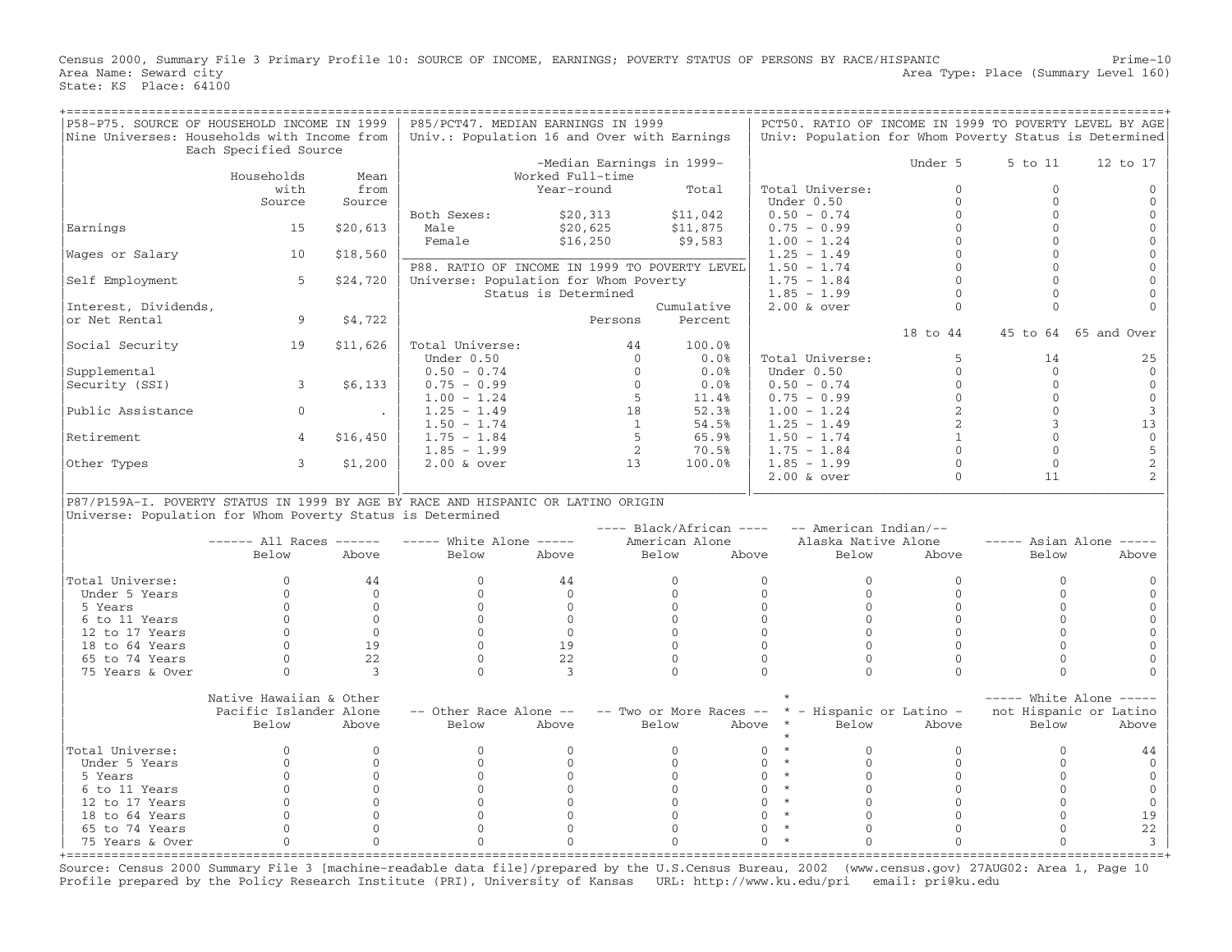Census 2000, Summary File 3 Primary Profile 10: SOURCE OF INCOME, EARNINGS; POVERTY STATUS OF PERSONS BY RACE/HISPANIC

Area Name: Seward city
State: KS Place: 64100

Prime-10
Area Type: Place (Summary Level 160)

## P58-P75. SOURCE OF HOUSEHOLD INCOME IN 1999

Nine Universes: Households with Income from Each Specified Source

| | Households with Source | Mean from Source |
|---|---|---|
| Earnings | 15 | $20,613 |
| Wages or Salary | 10 | $18,560 |
| Self Employment | 5 | $24,720 |
| Interest, Dividends, or Net Rental | 9 | $4,722 |
| Social Security | 19 | $11,626 |
| Supplemental Security (SSI) | 3 | $6,133 |
| Public Assistance | 0 | . |
| Retirement | 4 | $16,450 |
| Other Types | 3 | $1,200 |

## P85/PCT47. MEDIAN EARNINGS IN 1999

Univ.: Population 16 and Over with Earnings

| | Median Earnings in 1999- Worked Full-time Year-round | Total |
|---|---|---|
| Both Sexes: | $20,313 | $11,042 |
| Male | $20,625 | $11,875 |
| Female | $16,250 | $9,583 |

## P88. RATIO OF INCOME IN 1999 TO POVERTY LEVEL

Universe: Population for Whom Poverty Status is Determined

| | Persons | Cumulative Percent |
|---|---|---|
| Total Universe: | 44 | 100.0% |
| Under 0.50 | 0 | 0.0% |
| 0.50 - 0.74 | 0 | 0.0% |
| 0.75 - 0.99 | 0 | 0.0% |
| 1.00 - 1.24 | 5 | 11.4% |
| 1.25 - 1.49 | 18 | 52.3% |
| 1.50 - 1.74 | 1 | 54.5% |
| 1.75 - 1.84 | 5 | 65.9% |
| 1.85 - 1.99 | 2 | 70.5% |
| 2.00 & over | 13 | 100.0% |

## PCT50. RATIO OF INCOME IN 1999 TO POVERTY LEVEL BY AGE

Univ: Population for Whom Poverty Status is Determined

| | Under 5 | 5 to 11 | 12 to 17 |
|---|---|---|---|
| Total Universe: | 0 | 0 | 0 |
| Under 0.50 | 0 | 0 | 0 |
| 0.50 - 0.74 | 0 | 0 | 0 |
| 0.75 - 0.99 | 0 | 0 | 0 |
| 1.00 - 1.24 | 0 | 0 | 0 |
| 1.25 - 1.49 | 0 | 0 | 0 |
| 1.50 - 1.74 | 0 | 0 | 0 |
| 1.75 - 1.84 | 0 | 0 | 0 |
| 1.85 - 1.99 | 0 | 0 | 0 |
| 2.00 & over | 0 | 0 | 0 |

| | 18 to 44 | 45 to 64 | 65 and Over |
|---|---|---|---|
| Total Universe: | 5 | 14 | 25 |
| Under 0.50 | 0 | 0 | 0 |
| 0.50 - 0.74 | 0 | 0 | 0 |
| 0.75 - 0.99 | 0 | 0 | 0 |
| 1.00 - 1.24 | 2 | 0 | 3 |
| 1.25 - 1.49 | 2 | 3 | 13 |
| 1.50 - 1.74 | 1 | 0 | 0 |
| 1.75 - 1.84 | 0 | 0 | 5 |
| 1.85 - 1.99 | 0 | 0 | 2 |
| 2.00 & over | 0 | 11 | 2 |

## P87/P159A-I. POVERTY STATUS IN 1999 BY AGE BY RACE AND HISPANIC OR LATINO ORIGIN

Universe: Population for Whom Poverty Status is Determined

| | All Races | | White Alone | | Black/African American Alone | | American Indian/ Alaska Native Alone | | Asian Alone | |
|---|---|---|---|---|---|---|---|---|---|---|
| | Below | Above | Below | Above | Below | Above | Below | Above | Below | Above |
| Total Universe: | 0 | 44 | 0 | 44 | 0 | 0 | 0 | 0 | 0 | 0 |
| Under 5 Years | 0 | 0 | 0 | 0 | 0 | 0 | 0 | 0 | 0 | 0 |
| 5 Years | 0 | 0 | 0 | 0 | 0 | 0 | 0 | 0 | 0 | 0 |
| 6 to 11 Years | 0 | 0 | 0 | 0 | 0 | 0 | 0 | 0 | 0 | 0 |
| 12 to 17 Years | 0 | 0 | 0 | 0 | 0 | 0 | 0 | 0 | 0 | 0 |
| 18 to 64 Years | 0 | 19 | 0 | 19 | 0 | 0 | 0 | 0 | 0 | 0 |
| 65 to 74 Years | 0 | 22 | 0 | 22 | 0 | 0 | 0 | 0 | 0 | 0 |
| 75 Years & Over | 0 | 3 | 0 | 3 | 0 | 0 | 0 | 0 | 0 | 0 |

| | Native Hawaiian & Other Pacific Islander Alone | | Other Race Alone | | Two or More Races | | Hispanic or Latino | | White Alone not Hispanic or Latino | |
|---|---|---|---|---|---|---|---|---|---|---|
| | Below | Above | Below | Above | Below | Above | Below | Above | Below | Above |
| Total Universe: | 0 | 0 | 0 | 0 | 0 | 0 | 0 | 0 | 0 | 44 |
| Under 5 Years | 0 | 0 | 0 | 0 | 0 | 0 | 0 | 0 | 0 | 0 |
| 5 Years | 0 | 0 | 0 | 0 | 0 | 0 | 0 | 0 | 0 | 0 |
| 6 to 11 Years | 0 | 0 | 0 | 0 | 0 | 0 | 0 | 0 | 0 | 0 |
| 12 to 17 Years | 0 | 0 | 0 | 0 | 0 | 0 | 0 | 0 | 0 | 0 |
| 18 to 64 Years | 0 | 0 | 0 | 0 | 0 | 0 | 0 | 0 | 0 | 19 |
| 65 to 74 Years | 0 | 0 | 0 | 0 | 0 | 0 | 0 | 0 | 0 | 22 |
| 75 Years & Over | 0 | 0 | 0 | 0 | 0 | 0 | 0 | 0 | 0 | 3 |

Source: Census 2000 Summary File 3 [machine-readable data file]/prepared by the U.S.Census Bureau, 2002 (www.census.gov) 27AUG02: Area 1, Page 10
Profile prepared by the Policy Research Institute (PRI), University of Kansas URL: http://www.ku.edu/pri email: pri@ku.edu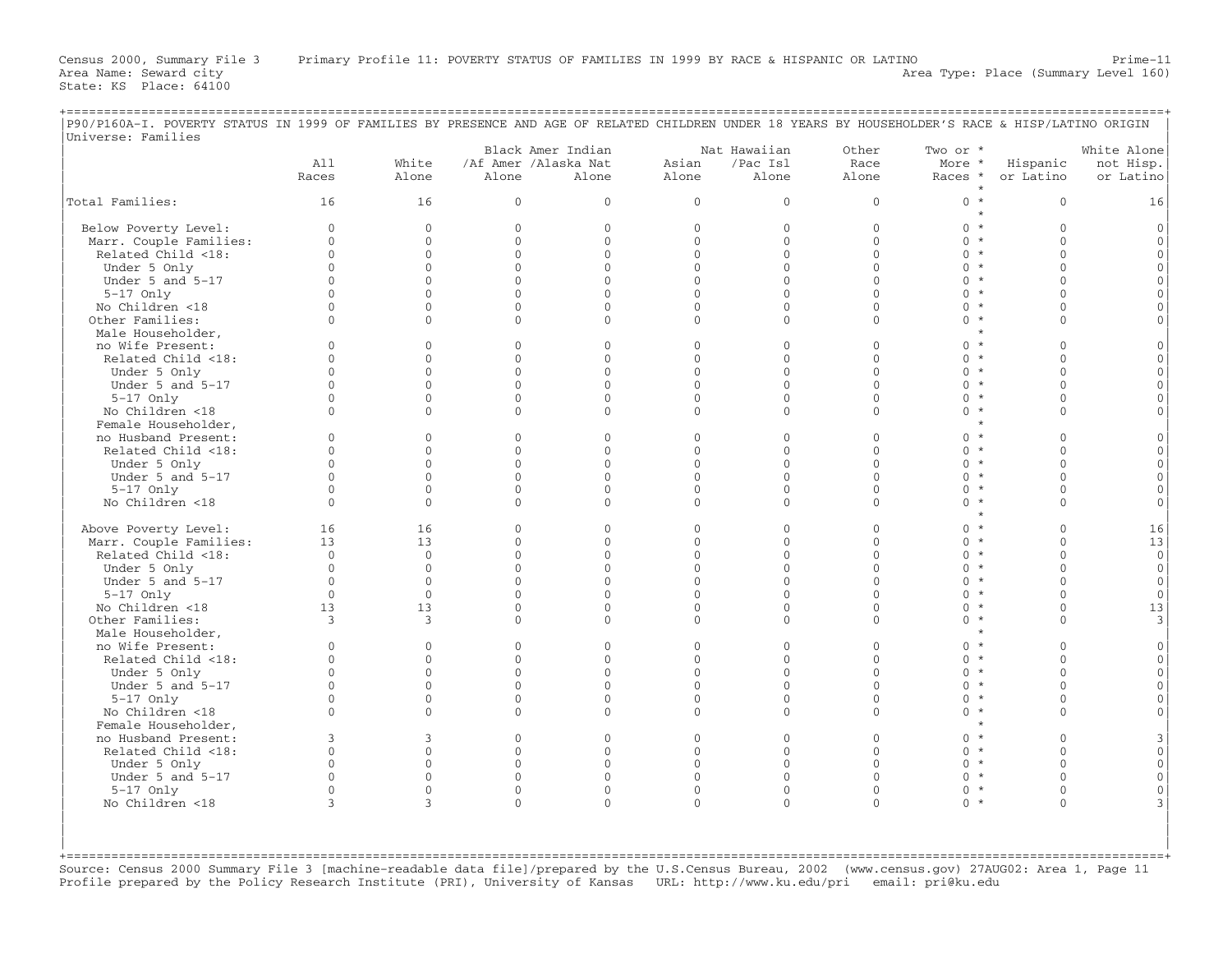Census 2000, Summary File 3 Primary Profile 11: POVERTY STATUS OF FAMILIES IN 1999 BY RACE & HISPANIC OR LATINO Prime-11
Area Name: Seward city Area Type: Place (Summary Level 160)
State: KS Place: 64100

P90/P160A-I. POVERTY STATUS IN 1999 OF FAMILIES BY PRESENCE AND AGE OF RELATED CHILDREN UNDER 18 YEARS BY HOUSEHOLDER'S RACE & HISP/LATINO ORIGIN
Universe: Families

| | All Races | White Alone | Black /Af Amer Alone | Amer Indian /Alaska Nat Alone | Asian Alone | Nat Hawaiian /Pac Isl Alone | Other Race Alone | Two or More Races * | Hispanic or Latino | White Alone not Hisp. or Latino |
|---|---|---|---|---|---|---|---|---|---|---|
| Total Families: | 16 | 16 | 0 | 0 | 0 | 0 | 0 | 0 * | 0 | 16 |
| Below Poverty Level: | 0 | 0 | 0 | 0 | 0 | 0 | 0 | 0 * | 0 | 0 |
| Marr. Couple Families: | 0 | 0 | 0 | 0 | 0 | 0 | 0 | 0 * | 0 | 0 |
| Related Child <18: | 0 | 0 | 0 | 0 | 0 | 0 | 0 | 0 * | 0 | 0 |
| Under 5 Only | 0 | 0 | 0 | 0 | 0 | 0 | 0 | 0 * | 0 | 0 |
| Under 5 and 5-17 | 0 | 0 | 0 | 0 | 0 | 0 | 0 | 0 * | 0 | 0 |
| 5-17 Only | 0 | 0 | 0 | 0 | 0 | 0 | 0 | 0 * | 0 | 0 |
| No Children <18 | 0 | 0 | 0 | 0 | 0 | 0 | 0 | 0 * | 0 | 0 |
| Other Families: | 0 | 0 | 0 | 0 | 0 | 0 | 0 | 0 * | 0 | 0 |
| Male Householder, no Wife Present: | 0 | 0 | 0 | 0 | 0 | 0 | 0 | 0 * | 0 | 0 |
| Related Child <18: | 0 | 0 | 0 | 0 | 0 | 0 | 0 | 0 * | 0 | 0 |
| Under 5 Only | 0 | 0 | 0 | 0 | 0 | 0 | 0 | 0 * | 0 | 0 |
| Under 5 and 5-17 | 0 | 0 | 0 | 0 | 0 | 0 | 0 | 0 * | 0 | 0 |
| 5-17 Only | 0 | 0 | 0 | 0 | 0 | 0 | 0 | 0 * | 0 | 0 |
| No Children <18 | 0 | 0 | 0 | 0 | 0 | 0 | 0 | 0 * | 0 | 0 |
| Female Householder, no Husband Present: | 0 | 0 | 0 | 0 | 0 | 0 | 0 | 0 * | 0 | 0 |
| Related Child <18: | 0 | 0 | 0 | 0 | 0 | 0 | 0 | 0 * | 0 | 0 |
| Under 5 Only | 0 | 0 | 0 | 0 | 0 | 0 | 0 | 0 * | 0 | 0 |
| Under 5 and 5-17 | 0 | 0 | 0 | 0 | 0 | 0 | 0 | 0 * | 0 | 0 |
| 5-17 Only | 0 | 0 | 0 | 0 | 0 | 0 | 0 | 0 * | 0 | 0 |
| No Children <18 | 0 | 0 | 0 | 0 | 0 | 0 | 0 | 0 * | 0 | 0 |
| Above Poverty Level: | 16 | 16 | 0 | 0 | 0 | 0 | 0 | 0 * | 0 | 16 |
| Marr. Couple Families: | 13 | 13 | 0 | 0 | 0 | 0 | 0 | 0 * | 0 | 13 |
| Related Child <18: | 0 | 0 | 0 | 0 | 0 | 0 | 0 | 0 * | 0 | 0 |
| Under 5 Only | 0 | 0 | 0 | 0 | 0 | 0 | 0 | 0 * | 0 | 0 |
| Under 5 and 5-17 | 0 | 0 | 0 | 0 | 0 | 0 | 0 | 0 * | 0 | 0 |
| 5-17 Only | 0 | 0 | 0 | 0 | 0 | 0 | 0 | 0 * | 0 | 0 |
| No Children <18 | 13 | 13 | 0 | 0 | 0 | 0 | 0 | 0 * | 0 | 13 |
| Other Families: | 3 | 3 | 0 | 0 | 0 | 0 | 0 | 0 * | 0 | 3 |
| Male Householder, no Wife Present: | 0 | 0 | 0 | 0 | 0 | 0 | 0 | 0 * | 0 | 0 |
| Related Child <18: | 0 | 0 | 0 | 0 | 0 | 0 | 0 | 0 * | 0 | 0 |
| Under 5 Only | 0 | 0 | 0 | 0 | 0 | 0 | 0 | 0 * | 0 | 0 |
| Under 5 and 5-17 | 0 | 0 | 0 | 0 | 0 | 0 | 0 | 0 * | 0 | 0 |
| 5-17 Only | 0 | 0 | 0 | 0 | 0 | 0 | 0 | 0 * | 0 | 0 |
| No Children <18 | 0 | 0 | 0 | 0 | 0 | 0 | 0 | 0 * | 0 | 0 |
| Female Householder, no Husband Present: | 3 | 3 | 0 | 0 | 0 | 0 | 0 | 0 * | 0 | 3 |
| Related Child <18: | 0 | 0 | 0 | 0 | 0 | 0 | 0 | 0 * | 0 | 0 |
| Under 5 Only | 0 | 0 | 0 | 0 | 0 | 0 | 0 | 0 * | 0 | 0 |
| Under 5 and 5-17 | 0 | 0 | 0 | 0 | 0 | 0 | 0 | 0 * | 0 | 0 |
| 5-17 Only | 0 | 0 | 0 | 0 | 0 | 0 | 0 | 0 * | 0 | 0 |
| No Children <18 | 3 | 3 | 0 | 0 | 0 | 0 | 0 | 0 * | 0 | 3 |

Source: Census 2000 Summary File 3 [machine-readable data file]/prepared by the U.S.Census Bureau, 2002 (www.census.gov) 27AUG02: Area 1, Page 11
Profile prepared by the Policy Research Institute (PRI), University of Kansas URL: http://www.ku.edu/pri email: pri@ku.edu